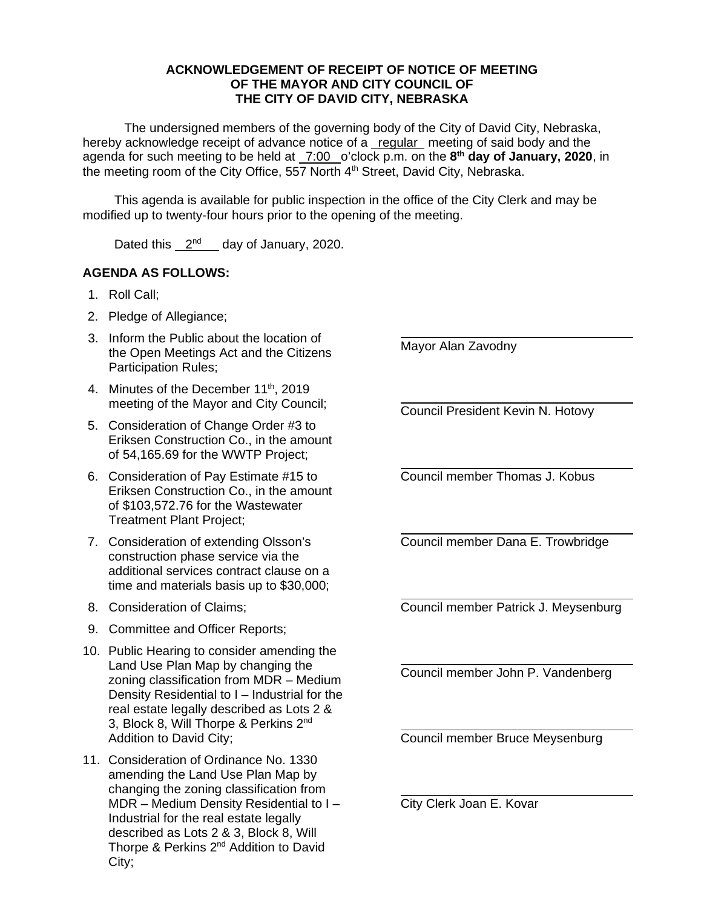**ACKNOWLEDGEMENT OF RECEIPT OF NOTICE OF MEETING OF THE MAYOR AND CITY COUNCIL OF THE CITY OF DAVID CITY, NEBRASKA**

The undersigned members of the governing body of the City of David City, Nebraska, hereby acknowledge receipt of advance notice of a regular meeting of said body and the agenda for such meeting to be held at 7:00 o'clock p.m. on the **8th day of January, 2020**, in the meeting room of the City Office, 557 North 4th Street, David City, Nebraska.

This agenda is available for public inspection in the office of the City Clerk and may be modified up to twenty-four hours prior to the opening of the meeting.

Dated this 2nd day of January, 2020.

**AGENDA AS FOLLOWS:**

1. Roll Call;
2. Pledge of Allegiance;
3. Inform the Public about the location of the Open Meetings Act and the Citizens Participation Rules;
4. Minutes of the December 11th, 2019 meeting of the Mayor and City Council;
5. Consideration of Change Order #3 to Eriksen Construction Co., in the amount of 54,165.69 for the WWTP Project;
6. Consideration of Pay Estimate #15 to Eriksen Construction Co., in the amount of $103,572.76 for the Wastewater Treatment Plant Project;
7. Consideration of extending Olsson's construction phase service via the additional services contract clause on a time and materials basis up to $30,000;
8. Consideration of Claims;
9. Committee and Officer Reports;
10. Public Hearing to consider amending the Land Use Plan Map by changing the zoning classification from MDR – Medium Density Residential to I – Industrial for the real estate legally described as Lots 2 & 3, Block 8, Will Thorpe & Perkins 2nd Addition to David City;
11. Consideration of Ordinance No. 1330 amending the Land Use Plan Map by changing the zoning classification from MDR – Medium Density Residential to I – Industrial for the real estate legally described as Lots 2 & 3, Block 8, Will Thorpe & Perkins 2nd Addition to David City;

______________________________
Mayor Alan Zavodny

______________________________
Council President Kevin N. Hotovy

______________________________
Council member Thomas J. Kobus

______________________________
Council member Dana E. Trowbridge

______________________________
Council member Patrick J. Meysenburg

______________________________
Council member John P. Vandenberg

______________________________
Council member Bruce Meysenburg

______________________________
City Clerk Joan E. Kovar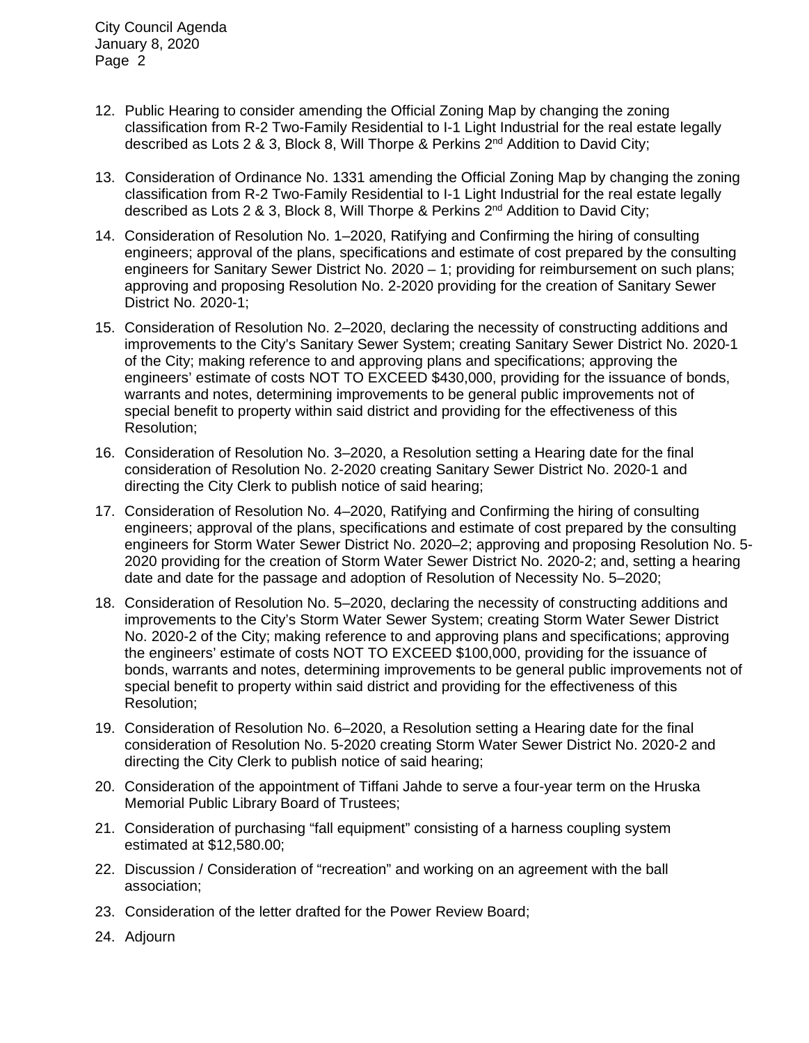12. Public Hearing to consider amending the Official Zoning Map by changing the zoning classification from R-2 Two-Family Residential to I-1 Light Industrial for the real estate legally described as Lots 2 & 3, Block 8, Will Thorpe & Perkins 2nd Addition to David City;

13. Consideration of Ordinance No. 1331 amending the Official Zoning Map by changing the zoning classification from R-2 Two-Family Residential to I-1 Light Industrial for the real estate legally described as Lots 2 & 3, Block 8, Will Thorpe & Perkins 2nd Addition to David City;

14. Consideration of Resolution No. 1–2020, Ratifying and Confirming the hiring of consulting engineers; approval of the plans, specifications and estimate of cost prepared by the consulting engineers for Sanitary Sewer District No. 2020 – 1; providing for reimbursement on such plans; approving and proposing Resolution No. 2-2020 providing for the creation of Sanitary Sewer District No. 2020-1;

15. Consideration of Resolution No. 2–2020, declaring the necessity of constructing additions and improvements to the City's Sanitary Sewer System; creating Sanitary Sewer District No. 2020-1 of the City; making reference to and approving plans and specifications; approving the engineers' estimate of costs NOT TO EXCEED $430,000, providing for the issuance of bonds, warrants and notes, determining improvements to be general public improvements not of special benefit to property within said district and providing for the effectiveness of this Resolution;

16. Consideration of Resolution No. 3–2020, a Resolution setting a Hearing date for the final consideration of Resolution No. 2-2020 creating Sanitary Sewer District No. 2020-1 and directing the City Clerk to publish notice of said hearing;

17. Consideration of Resolution No. 4–2020, Ratifying and Confirming the hiring of consulting engineers; approval of the plans, specifications and estimate of cost prepared by the consulting engineers for Storm Water Sewer District No. 2020–2; approving and proposing Resolution No. 5-2020 providing for the creation of Storm Water Sewer District No. 2020-2; and, setting a hearing date and date for the passage and adoption of Resolution of Necessity No. 5–2020;

18. Consideration of Resolution No. 5–2020, declaring the necessity of constructing additions and improvements to the City's Storm Water Sewer System; creating Storm Water Sewer District No. 2020-2 of the City; making reference to and approving plans and specifications; approving the engineers' estimate of costs NOT TO EXCEED $100,000, providing for the issuance of bonds, warrants and notes, determining improvements to be general public improvements not of special benefit to property within said district and providing for the effectiveness of this Resolution;

19. Consideration of Resolution No. 6–2020, a Resolution setting a Hearing date for the final consideration of Resolution No. 5-2020 creating Storm Water Sewer District No. 2020-2 and directing the City Clerk to publish notice of said hearing;

20. Consideration of the appointment of Tiffani Jahde to serve a four-year term on the Hruska Memorial Public Library Board of Trustees;

21. Consideration of purchasing "fall equipment" consisting of a harness coupling system estimated at $12,580.00;

22. Discussion / Consideration of "recreation" and working on an agreement with the ball association;

23. Consideration of the letter drafted for the Power Review Board;

24. Adjourn